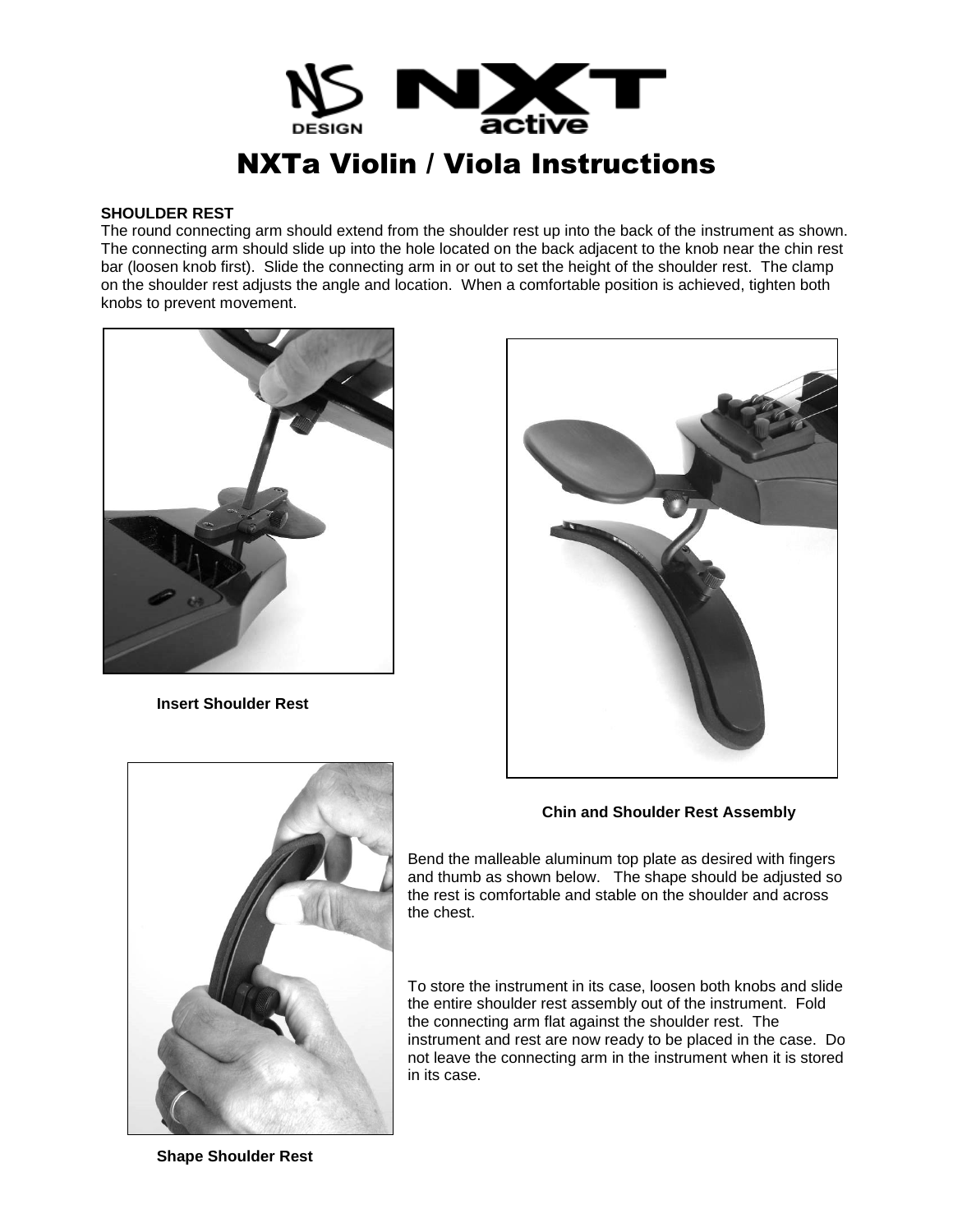# NXTa Violin / Viola Instructions

**SHOULDER REST**

The round connecting arm should extend from the shoulder rest up into the back of the instrument as shown. The connecting arm should slide up into the hole located on the back adjacent to the knob near the chin rest bar (loosen knob first). Slide the connecting arm in or out to set the height of the shoulder rest. The clamp on the shoulder rest adjusts the angle and location. When a comfortable position is achieved, tighten both knobs to prevent movement.

**Insert Shoulder Rest**

**Chin and Shoulder Rest Assembly**

Bend the malleable aluminum top plate as desired with fingers and thumb as shown below. The shape should be adjusted so the rest is comfortable and stable on the shoulder and across the chest.

To store the instrument in its case, loosen both knobs and slide the entire shoulder rest assembly out of the instrument. Fold the connecting arm flat against the shoulder rest. The instrument and rest are now ready to be placed in the case. Do not leave the connecting arm in the instrument when it is stored in its case.

**Shape Shoulder Rest**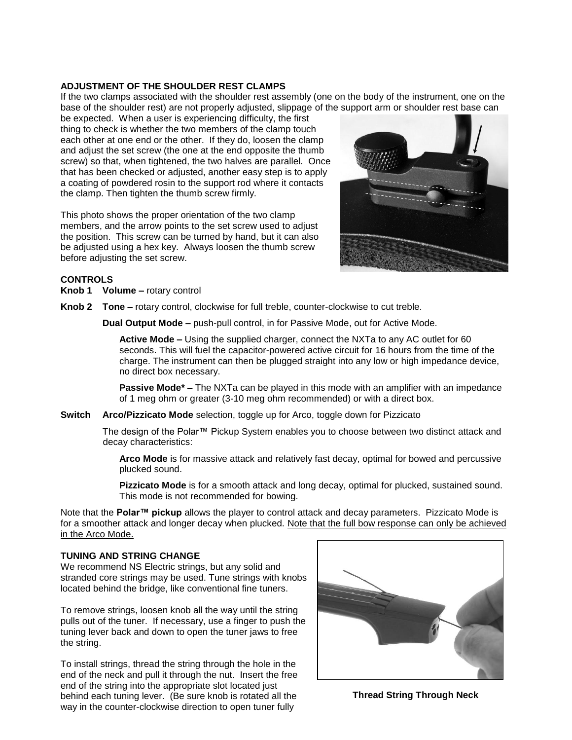**ADJUSTMENT OF THE SHOULDER REST CLAMPS**

If the two clamps associated with the shoulder rest assembly (one on the body of the instrument, one on the base of the shoulder rest) are not properly adjusted, slippage of the support arm or shoulder rest base can be expected. When a user is experiencing difficulty, the first thing to check is whether the two members of the clamp touch each other at one end or the other. If they do, loosen the clamp and adjust the set screw (the one at the end opposite the thumb screw) so that, when tightened, the two halves are parallel. Once that has been checked or adjusted, another easy step is to apply a coating of powdered rosin to the support rod where it contacts the clamp. Then tighten the thumb screw firmly.

This photo shows the proper orientation of the two clamp members, and the arrow points to the set screw used to adjust the position. This screw can be turned by hand, but it can also be adjusted using a hex key. Always loosen the thumb screw before adjusting the set screw.

**CONTROLS**

**Knob 1** **Volume –** rotary control

**Knob 2** **Tone –** rotary control, clockwise for full treble, counter-clockwise to cut treble.

**Dual Output Mode –** push-pull control, in for Passive Mode, out for Active Mode.

**Active Mode –** Using the supplied charger, connect the NXTa to any AC outlet for 60 seconds. This will fuel the capacitor-powered active circuit for 16 hours from the time of the charge. The instrument can then be plugged straight into any low or high impedance device, no direct box necessary.

**Passive Mode* –** The NXTa can be played in this mode with an amplifier with an impedance of 1 meg ohm or greater (3-10 meg ohm recommended) or with a direct box.

**Switch** **Arco/Pizzicato Mode** selection, toggle up for Arco, toggle down for Pizzicato

The design of the Polar™ Pickup System enables you to choose between two distinct attack and decay characteristics:

**Arco Mode** is for massive attack and relatively fast decay, optimal for bowed and percussive plucked sound.

**Pizzicato Mode** is for a smooth attack and long decay, optimal for plucked, sustained sound. This mode is not recommended for bowing.

Note that the **Polar™ pickup** allows the player to control attack and decay parameters. Pizzicato Mode is for a smoother attack and longer decay when plucked. <u>Note that the full bow response can only be achieved in the Arco Mode.</u>

**TUNING AND STRING CHANGE**

We recommend NS Electric strings, but any solid and stranded core strings may be used. Tune strings with knobs located behind the bridge, like conventional fine tuners.

To remove strings, loosen knob all the way until the string pulls out of the tuner. If necessary, use a finger to push the tuning lever back and down to open the tuner jaws to free the string.

To install strings, thread the string through the hole in the end of the neck and pull it through the nut. Insert the free end of the string into the appropriate slot located just behind each tuning lever. (Be sure knob is rotated all the way in the counter-clockwise direction to open tuner fully

**Thread String Through Neck**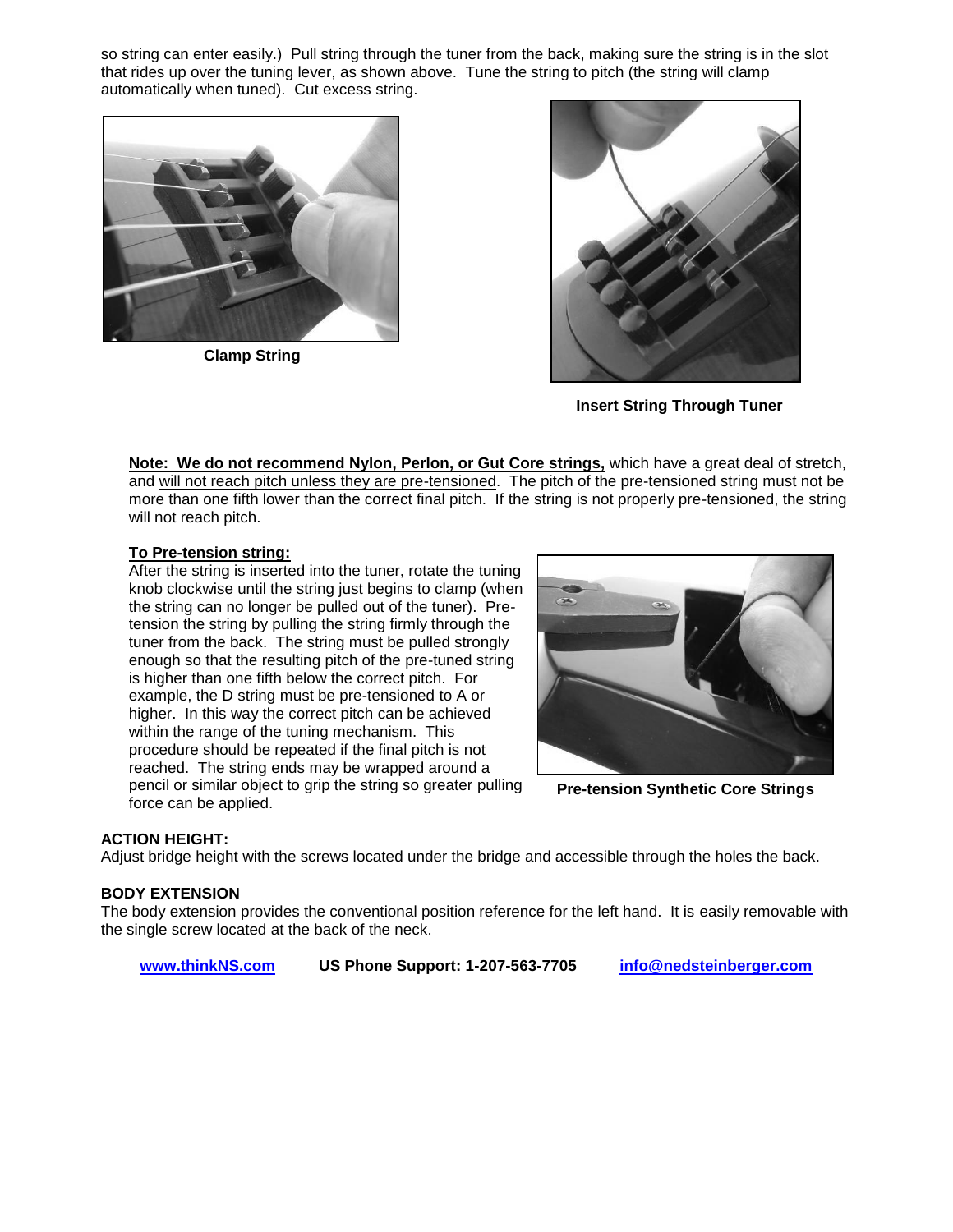so string can enter easily.) Pull string through the tuner from the back, making sure the string is in the slot that rides up over the tuning lever, as shown above. Tune the string to pitch (the string will clamp automatically when tuned). Cut excess string.

**Clamp String**

**Insert String Through Tuner**

**Note: We do not recommend Nylon, Perlon, or Gut Core strings,** which have a great deal of stretch, and will not reach pitch unless they are pre-tensioned. The pitch of the pre-tensioned string must not be more than one fifth lower than the correct final pitch. If the string is not properly pre-tensioned, the string will not reach pitch.

**To Pre-tension string:**

After the string is inserted into the tuner, rotate the tuning knob clockwise until the string just begins to clamp (when the string can no longer be pulled out of the tuner). Pre-tension the string by pulling the string firmly through the tuner from the back. The string must be pulled strongly enough so that the resulting pitch of the pre-tuned string is higher than one fifth below the correct pitch. For example, the D string must be pre-tensioned to A or higher. In this way the correct pitch can be achieved within the range of the tuning mechanism. This procedure should be repeated if the final pitch is not reached. The string ends may be wrapped around a pencil or similar object to grip the string so greater pulling force can be applied.

**Pre-tension Synthetic Core Strings**

**ACTION HEIGHT:**

Adjust bridge height with the screws located under the bridge and accessible through the holes the back.

**BODY EXTENSION**

The body extension provides the conventional position reference for the left hand. It is easily removable with the single screw located at the back of the neck.

**www.thinkNS.com** **US Phone Support: 1-207-563-7705** **info@nedsteinberger.com**